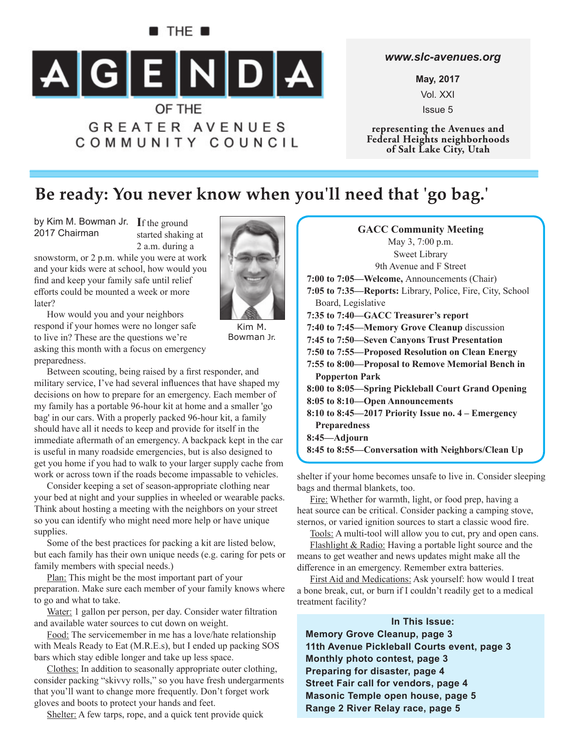# THE AGENDA OF THE GREATER AVENUES COMMUNITY COUNCIL

www.slc-avenues.org

May, 2017

Vol. XXI

Issue 5

representing the Avenues and Federal Heights neighborhoods of Salt Lake City, Utah

## Be ready: You never know when you'll need that 'go bag.'

by Kim M. Bowman Jr.
2017 Chairman

Kim M. Bowman Jr.

If the ground started shaking at 2 a.m. during a snowstorm, or 2 p.m. while you were at work and your kids were at school, how would you find and keep your family safe until relief efforts could be mounted a week or more later?

How would you and your neighbors respond if your homes were no longer safe to live in? These are the questions we're asking this month with a focus on emergency preparedness.

Between scouting, being raised by a first responder, and military service, I've had several influences that have shaped my decisions on how to prepare for an emergency. Each member of my family has a portable 96-hour kit at home and a smaller 'go bag' in our cars. With a properly packed 96-hour kit, a family should have all it needs to keep and provide for itself in the immediate aftermath of an emergency. A backpack kept in the car is useful in many roadside emergencies, but is also designed to get you home if you had to walk to your larger supply cache from work or across town if the roads become impassable to vehicles.

Consider keeping a set of season-appropriate clothing near your bed at night and your supplies in wheeled or wearable packs. Think about hosting a meeting with the neighbors on your street so you can identify who might need more help or have unique supplies.

Some of the best practices for packing a kit are listed below, but each family has their own unique needs (e.g. caring for pets or family members with special needs.)

Plan: This might be the most important part of your preparation. Make sure each member of your family knows where to go and what to take.

Water: 1 gallon per person, per day. Consider water filtration and available water sources to cut down on weight.

Food: The servicemember in me has a love/hate relationship with Meals Ready to Eat (M.R.E.s), but I ended up packing SOS bars which stay edible longer and take up less space.

Clothes: In addition to seasonally appropriate outer clothing, consider packing "skivvy rolls," so you have fresh undergarments that you'll want to change more frequently. Don't forget work gloves and boots to protect your hands and feet.

Shelter: A few tarps, rope, and a quick tent provide quick shelter if your home becomes unsafe to live in. Consider sleeping bags and thermal blankets, too.

Fire: Whether for warmth, light, or food prep, having a heat source can be critical. Consider packing a camping stove, sternos, or varied ignition sources to start a classic wood fire.

Tools: A multi-tool will allow you to cut, pry and open cans.

Flashlight & Radio: Having a portable light source and the means to get weather and news updates might make all the difference in an emergency. Remember extra batteries.

First Aid and Medications: Ask yourself: how would I treat a bone break, cut, or burn if I couldn't readily get to a medical treatment facility?

---

**GACC Community Meeting**
May 3, 7:00 p.m.
Sweet Library
9th Avenue and F Street

- **7:00 to 7:05—Welcome,** Announcements (Chair)
- **7:05 to 7:35—Reports:** Library, Police, Fire, City, School Board, Legislative
- **7:35 to 7:40—GACC Treasurer's report**
- **7:40 to 7:45—Memory Grove Cleanup** discussion
- **7:45 to 7:50—Seven Canyons Trust Presentation**
- **7:50 to 7:55—Proposed Resolution on Clean Energy**
- **7:55 to 8:00—Proposal to Remove Memorial Bench in Popperton Park**
- **8:00 to 8:05—Spring Pickleball Court Grand Opening**
- **8:05 to 8:10—Open Announcements**
- **8:10 to 8:45—2017 Priority Issue no. 4 – Emergency Preparedness**
- **8:45—Adjourn**
- **8:45 to 8:55—Conversation with Neighbors/Clean Up**

---

**In This Issue:**

- **Memory Grove Cleanup, page 3**
- **11th Avenue Pickleball Courts event, page 3**
- **Monthly photo contest, page 3**
- **Preparing for disaster, page 4**
- **Street Fair call for vendors, page 4**
- **Masonic Temple open house, page 5**
- **Range 2 River Relay race, page 5**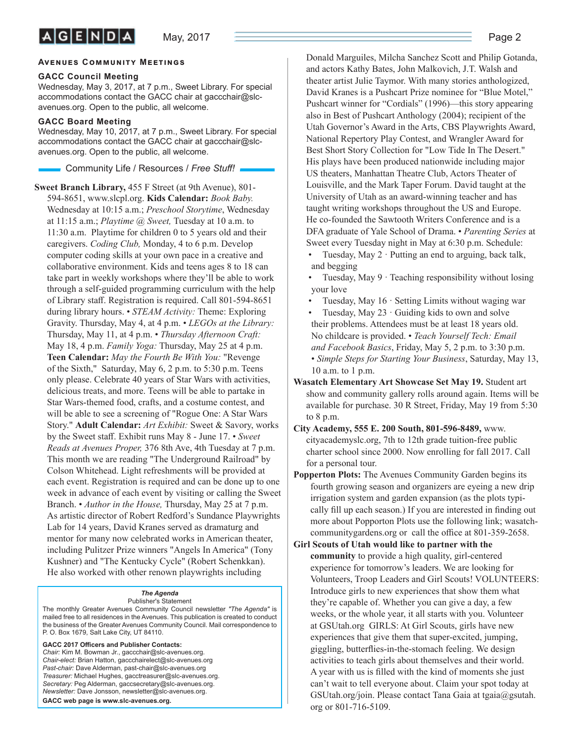## Avenues Community Meetings

### GACC Council Meeting

Wednesday, May 3, 2017, at 7 p.m., Sweet Library. For special accommodations contact the GACC chair at gaccchair@slc-avenues.org. Open to the public, all welcome.

### GACC Board Meeting

Wednesday, May 10, 2017, at 7 p.m., Sweet Library. For special accommodations contact the GACC chair at gaccchair@slc-avenues.org. Open to the public, all welcome.

## Community Life / Resources / *Free Stuff!*

**Sweet Branch Library,** 455 F Street (at 9th Avenue), 801-594-8651, www.slcpl.org. **Kids Calendar:** *Book Baby.* Wednesday at 10:15 a.m.; *Preschool Storytime*, Wednesday at 11:15 a.m.; *Playtime @ Sweet,* Tuesday at 10 a.m. to 11:30 a.m. Playtime for children 0 to 5 years old and their caregivers. *Coding Club,* Monday, 4 to 6 p.m. Develop computer coding skills at your own pace in a creative and collaborative environment. Kids and teens ages 8 to 18 can take part in weekly workshops where they'll be able to work through a self-guided programming curriculum with the help of Library staff. Registration is required. Call 801-594-8651 during library hours. • *STEAM Activity:* Theme: Exploring Gravity. Thursday, May 4, at 4 p.m. • *LEGOs at the Library:* Thursday, May 11, at 4 p.m. • *Thursday Afternoon Craft:* May 18, 4 p.m. *Family Yoga:* Thursday, May 25 at 4 p.m. **Teen Calendar:** *May the Fourth Be With You:* "Revenge of the Sixth," Saturday, May 6, 2 p.m. to 5:30 p.m. Teens only please. Celebrate 40 years of Star Wars with activities, delicious treats, and more. Teens will be able to partake in Star Wars-themed food, crafts, and a costume contest, and will be able to see a screening of "Rogue One: A Star Wars Story." **Adult Calendar:** *Art Exhibit:* Sweet & Savory, works by the Sweet staff. Exhibit runs May 8 - June 17. • *Sweet Reads at Avenues Proper,* 376 8th Ave, 4th Tuesday at 7 p.m. This month we are reading "The Underground Railroad" by Colson Whitehead. Light refreshments will be provided at each event. Registration is required and can be done up to one week in advance of each event by visiting or calling the Sweet Branch. • *Author in the House,* Thursday, May 25 at 7 p.m. As artistic director of Robert Redford's Sundance Playwrights Lab for 14 years, David Kranes served as dramaturg and mentor for many now celebrated works in American theater, including Pulitzer Prize winners "Angels In America" (Tony Kushner) and "The Kentucky Cycle" (Robert Schenkkan). He also worked with other renown playwrights including Donald Marguiles, Milcha Sanchez Scott and Philip Gotanda, and actors Kathy Bates, John Malkovich, J.T. Walsh and theater artist Julie Taymor. With many stories anthologized, David Kranes is a Pushcart Prize nominee for "Blue Motel," Pushcart winner for "Cordials" (1996)—this story appearing also in Best of Pushcart Anthology (2004); recipient of the Utah Governor's Award in the Arts, CBS Playwrights Award, National Repertory Play Contest, and Wrangler Award for Best Short Story Collection for "Low Tide In The Desert." His plays have been produced nationwide including major US theaters, Manhattan Theatre Club, Actors Theater of Louisville, and the Mark Taper Forum. David taught at the University of Utah as an award-winning teacher and has taught writing workshops throughout the US and Europe. He co-founded the Sawtooth Writers Conference and is a DFA graduate of Yale School of Drama. • *Parenting Series* at Sweet every Tuesday night in May at 6:30 p.m. Schedule:

- Tuesday, May 2 · Putting an end to arguing, back talk, and begging
- Tuesday, May 9 · Teaching responsibility without losing your love
- Tuesday, May 16 · Setting Limits without waging war
- Tuesday, May 23 · Guiding kids to own and solve their problems. Attendees must be at least 18 years old. No childcare is provided. • *Teach Yourself Tech: Email and Facebook Basics*, Friday, May 5, 2 p.m. to 3:30 p.m. • *Simple Steps for Starting Your Business*, Saturday, May 13, 10 a.m. to 1 p.m.

**Wasatch Elementary Art Showcase Set May 19.** Student art show and community gallery rolls around again. Items will be available for purchase. 30 R Street, Friday, May 19 from 5:30 to 8 p.m.

**City Academy, 555 E. 200 South, 801-596-8489,** www.cityacademyslc.org, 7th to 12th grade tuition-free public charter school since 2000. Now enrolling for fall 2017. Call for a personal tour.

**Popperton Plots:** The Avenues Community Garden begins its fourth growing season and organizers are eyeing a new drip irrigation system and garden expansion (as the plots typically fill up each season.) If you are interested in finding out more about Popperton Plots use the following link; wasatchcommunitygardens.org or call the office at 801-359-2658.

**Girl Scouts of Utah would like to partner with the community** to provide a high quality, girl-centered experience for tomorrow's leaders. We are looking for Volunteers, Troop Leaders and Girl Scouts! VOLUNTEERS: Introduce girls to new experiences that show them what they're capable of. Whether you can give a day, a few weeks, or the whole year, it all starts with you. Volunteer at GSUtah.org GIRLS: At Girl Scouts, girls have new experiences that give them that super-excited, jumping, giggling, butterflies-in-the-stomach feeling. We design activities to teach girls about themselves and their world. A year with us is filled with the kind of moments she just can't wait to tell everyone about. Claim your spot today at GSUtah.org/join. Please contact Tana Gaia at tgaia@gsutah.org or 801-716-5109.

---

***The Agenda***
Publisher's Statement

The monthly Greater Avenues Community Council newsletter *"The Agenda"* is mailed free to all residences in the Avenues. This publication is created to conduct the business of the Greater Avenues Community Council. Mail correspondence to P. O. Box 1679, Salt Lake City, UT 84110.

**GACC 2017 Officers and Publisher Contacts:**
*Chair:* Kim M. Bowman Jr., gaccchair@slc-avenues.org.
*Chair-elect:* Brian Hatton, gaccchairelect@slc-avenues.org
*Past-chair:* Dave Alderman, past-chair@slc-avenues.org
*Treasurer:* Michael Hughes, gacctreasurer@slc-avenues.org.
*Secretary:* Peg Alderman, gaccsecretary@slc-avenues.org.
*Newsletter:* Dave Jonsson, newsletter@slc-avenues.org.
**GACC web page is www.slc-avenues.org.**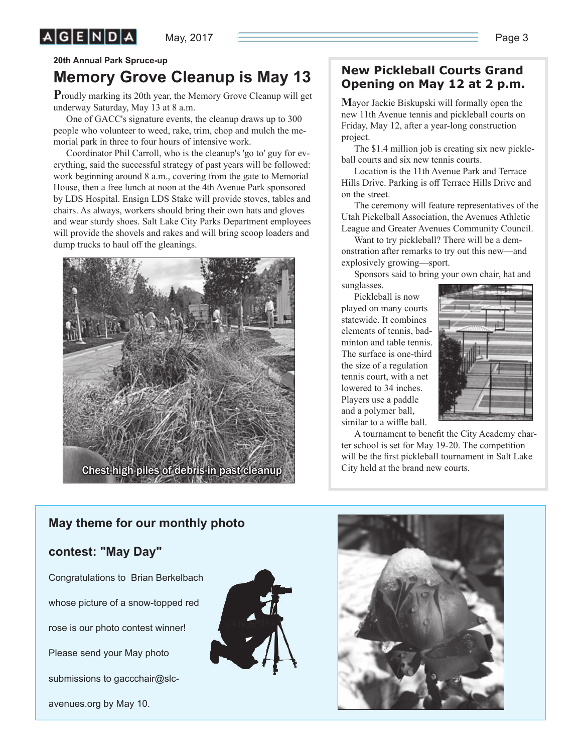20th Annual Park Spruce-up

# Memory Grove Cleanup is May 13

Proudly marking its 20th year, the Memory Grove Cleanup will get underway Saturday, May 13 at 8 a.m.

One of GACC's signature events, the cleanup draws up to 300 people who volunteer to weed, rake, trim, chop and mulch the memorial park in three to four hours of intensive work.

Coordinator Phil Carroll, who is the cleanup's 'go to' guy for everything, said the successful strategy of past years will be followed: work beginning around 8 a.m., covering from the gate to Memorial House, then a free lunch at noon at the 4th Avenue Park sponsored by LDS Hospital. Ensign LDS Stake will provide stoves, tables and chairs. As always, workers should bring their own hats and gloves and wear sturdy shoes. Salt Lake City Parks Department employees will provide the shovels and rakes and will bring scoop loaders and dump trucks to haul off the gleanings.

Chest-high piles of debris in past cleanup

## New Pickleball Courts Grand Opening on May 12 at 2 p.m.

Mayor Jackie Biskupski will formally open the new 11th Avenue tennis and pickleball courts on Friday, May 12, after a year-long construction project.

The $1.4 million job is creating six new pickleball courts and six new tennis courts.

Location is the 11th Avenue Park and Terrace Hills Drive. Parking is off Terrace Hills Drive and on the street.

The ceremony will feature representatives of the Utah Pickelball Association, the Avenues Athletic League and Greater Avenues Community Council.

Want to try pickleball? There will be a demonstration after remarks to try out this new—and explosively growing—sport.

Sponsors said to bring your own chair, hat and sunglasses.

Pickleball is now played on many courts statewide. It combines elements of tennis, badminton and table tennis. The surface is one-third the size of a regulation tennis court, with a net lowered to 34 inches. Players use a paddle and a polymer ball, similar to a wiffle ball.

A tournament to benefit the City Academy charter school is set for May 19-20. The competition will be the first pickleball tournament in Salt Lake City held at the brand new courts.

## May theme for our monthly photo contest: "May Day"

Congratulations to Brian Berkelbach whose picture of a snow-topped red rose is our photo contest winner!

Please send your May photo submissions to gaccchair@slc-avenues.org by May 10.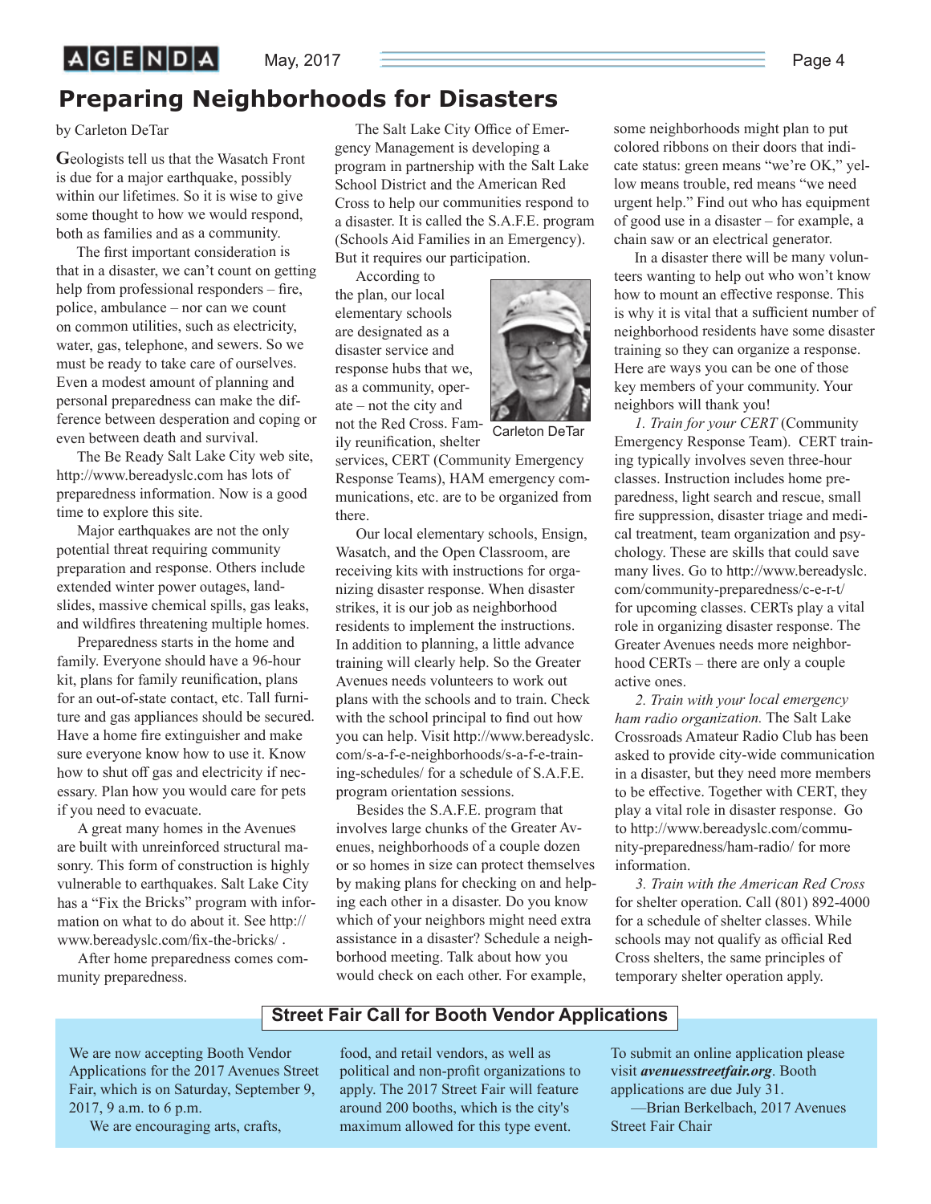# Preparing Neighborhoods for Disasters

by Carleton DeTar

Geologists tell us that the Wasatch Front is due for a major earthquake, possibly within our lifetimes. So it is wise to give some thought to how we would respond, both as families and as a community.

The first important consideration is that in a disaster, we can't count on getting help from professional responders – fire, police, ambulance – nor can we count on common utilities, such as electricity, water, gas, telephone, and sewers. So we must be ready to take care of ourselves. Even a modest amount of planning and personal preparedness can make the difference between desperation and coping or even between death and survival.

The Be Ready Salt Lake City web site, http://www.bereadyslc.com has lots of preparedness information. Now is a good time to explore this site.

Major earthquakes are not the only potential threat requiring community preparation and response. Others include extended winter power outages, landslides, massive chemical spills, gas leaks, and wildfires threatening multiple homes.

Preparedness starts in the home and family. Everyone should have a 96-hour kit, plans for family reunification, plans for an out-of-state contact, etc. Tall furniture and gas appliances should be secured. Have a home fire extinguisher and make sure everyone know how to use it. Know how to shut off gas and electricity if necessary. Plan how you would care for pets if you need to evacuate.

A great many homes in the Avenues are built with unreinforced structural masonry. This form of construction is highly vulnerable to earthquakes. Salt Lake City has a "Fix the Bricks" program with information on what to do about it. See http://www.bereadyslc.com/fix-the-bricks/ .

After home preparedness comes community preparedness.

The Salt Lake City Office of Emergency Management is developing a program in partnership with the Salt Lake School District and the American Red Cross to help our communities respond to a disaster. It is called the S.A.F.E. program (Schools Aid Families in an Emergency). But it requires our participation.

According to the plan, our local elementary schools are designated as a disaster service and response hubs that we, as a community, operate – not the city and not the Red Cross. Family reunification, shelter services, CERT (Community Emergency Response Teams), HAM emergency communications, etc. are to be organized from there.

Carleton DeTar

Our local elementary schools, Ensign, Wasatch, and the Open Classroom, are receiving kits with instructions for organizing disaster response. When disaster strikes, it is our job as neighborhood residents to implement the instructions. In addition to planning, a little advance training will clearly help. So the Greater Avenues needs volunteers to work out plans with the schools and to train. Check with the school principal to find out how you can help. Visit http://www.bereadyslc.com/s-a-f-e-neighborhoods/s-a-f-e-training-schedules/ for a schedule of S.A.F.E. program orientation sessions.

Besides the S.A.F.E. program that involves large chunks of the Greater Avenues, neighborhoods of a couple dozen or so homes in size can protect themselves by making plans for checking on and helping each other in a disaster. Do you know which of your neighbors might need extra assistance in a disaster? Schedule a neighborhood meeting. Talk about how you would check on each other. For example, some neighborhoods might plan to put colored ribbons on their doors that indicate status: green means "we're OK," yellow means trouble, red means "we need urgent help." Find out who has equipment of good use in a disaster – for example, a chain saw or an electrical generator.

In a disaster there will be many volunteers wanting to help out who won't know how to mount an effective response. This is why it is vital that a sufficient number of neighborhood residents have some disaster training so they can organize a response. Here are ways you can be one of those key members of your community. Your neighbors will thank you!

*1. Train for your CERT* (Community Emergency Response Team). CERT training typically involves seven three-hour classes. Instruction includes home preparedness, light search and rescue, small fire suppression, disaster triage and medical treatment, team organization and psychology. These are skills that could save many lives. Go to http://www.bereadyslc.com/community-preparedness/c-e-r-t/ for upcoming classes. CERTs play a vital role in organizing disaster response. The Greater Avenues needs more neighborhood CERTs – there are only a couple active ones.

*2. Train with your local emergency ham radio organization.* The Salt Lake Crossroads Amateur Radio Club has been asked to provide city-wide communication in a disaster, but they need more members to be effective. Together with CERT, they play a vital role in disaster response. Go to http://www.bereadyslc.com/community-preparedness/ham-radio/ for more information.

*3. Train with the American Red Cross* for shelter operation. Call (801) 892-4000 for a schedule of shelter classes. While schools may not qualify as official Red Cross shelters, the same principles of temporary shelter operation apply.

## Street Fair Call for Booth Vendor Applications

We are now accepting Booth Vendor Applications for the 2017 Avenues Street Fair, which is on Saturday, September 9, 2017, 9 a.m. to 6 p.m.

We are encouraging arts, crafts, food, and retail vendors, as well as political and non-profit organizations to apply. The 2017 Street Fair will feature around 200 booths, which is the city's maximum allowed for this type event.

To submit an online application please visit ***avenuesstreetfair.org***. Booth applications are due July 31.

—Brian Berkelbach, 2017 Avenues Street Fair Chair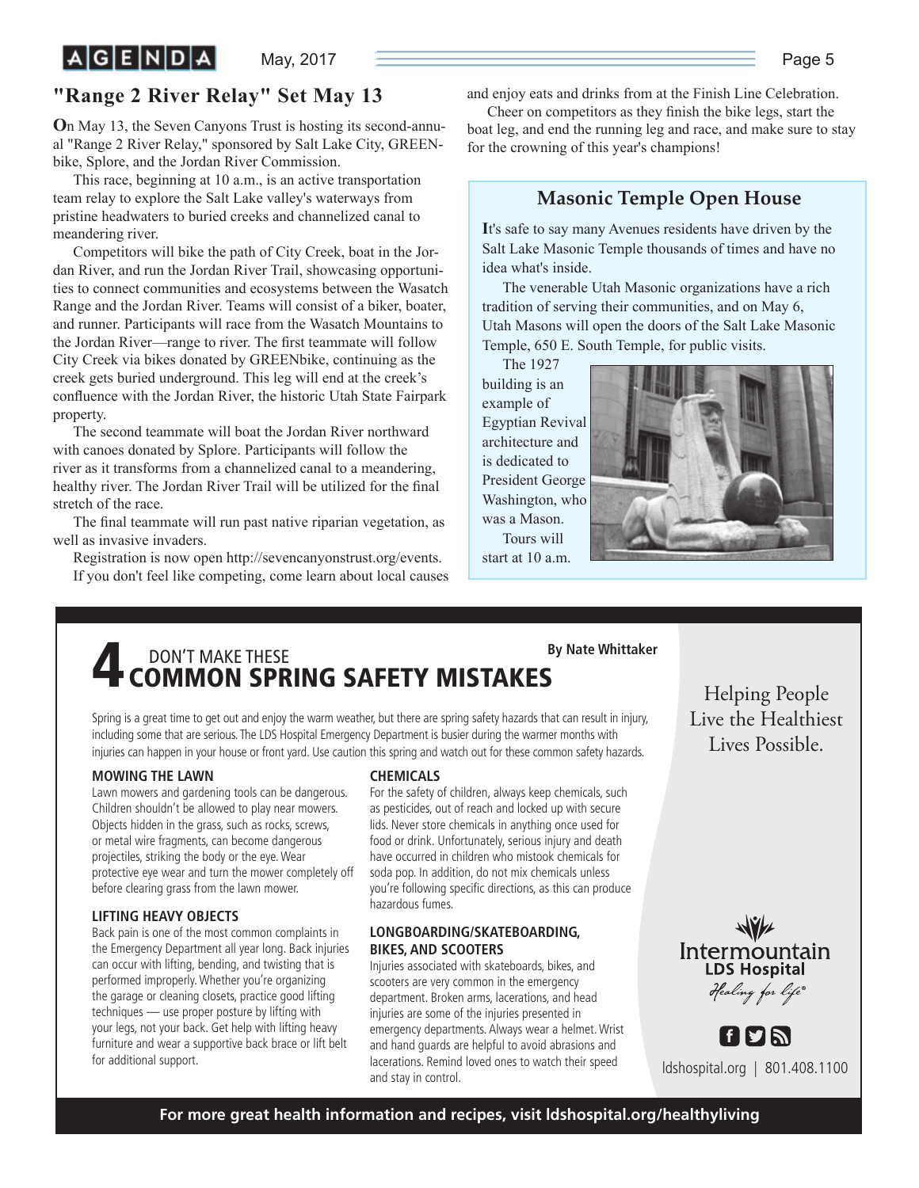## "Range 2 River Relay" Set May 13

On May 13, the Seven Canyons Trust is hosting its second-annual "Range 2 River Relay," sponsored by Salt Lake City, GREENbike, Splore, and the Jordan River Commission.

This race, beginning at 10 a.m., is an active transportation team relay to explore the Salt Lake valley's waterways from pristine headwaters to buried creeks and channelized canal to meandering river.

Competitors will bike the path of City Creek, boat in the Jordan River, and run the Jordan River Trail, showcasing opportunities to connect communities and ecosystems between the Wasatch Range and the Jordan River. Teams will consist of a biker, boater, and runner. Participants will race from the Wasatch Mountains to the Jordan River—range to river. The first teammate will follow City Creek via bikes donated by GREENbike, continuing as the creek gets buried underground. This leg will end at the creek's confluence with the Jordan River, the historic Utah State Fairpark property.

The second teammate will boat the Jordan River northward with canoes donated by Splore. Participants will follow the river as it transforms from a channelized canal to a meandering, healthy river. The Jordan River Trail will be utilized for the final stretch of the race.

The final teammate will run past native riparian vegetation, as well as invasive invaders.

Registration is now open http://sevencanyonstrust.org/events.

If you don't feel like competing, come learn about local causes and enjoy eats and drinks from at the Finish Line Celebration.

Cheer on competitors as they finish the bike legs, start the boat leg, and end the running leg and race, and make sure to stay for the crowning of this year's champions!

## Masonic Temple Open House

It's safe to say many Avenues residents have driven by the Salt Lake Masonic Temple thousands of times and have no idea what's inside.

The venerable Utah Masonic organizations have a rich tradition of serving their communities, and on May 6, Utah Masons will open the doors of the Salt Lake Masonic Temple, 650 E. South Temple, for public visits.

The 1927 building is an example of Egyptian Revival architecture and is dedicated to President George Washington, who was a Mason.

Tours will start at 10 a.m.

# 4 DON'T MAKE THESE COMMON SPRING SAFETY MISTAKES

**By Nate Whittaker**

Spring is a great time to get out and enjoy the warm weather, but there are spring safety hazards that can result in injury, including some that are serious. The LDS Hospital Emergency Department is busier during the warmer months with injuries can happen in your house or front yard. Use caution this spring and watch out for these common safety hazards.

### MOWING THE LAWN

Lawn mowers and gardening tools can be dangerous. Children shouldn't be allowed to play near mowers. Objects hidden in the grass, such as rocks, screws, or metal wire fragments, can become dangerous projectiles, striking the body or the eye. Wear protective eye wear and turn the mower completely off before clearing grass from the lawn mower.

### LIFTING HEAVY OBJECTS

Back pain is one of the most common complaints in the Emergency Department all year long. Back injuries can occur with lifting, bending, and twisting that is performed improperly. Whether you're organizing the garage or cleaning closets, practice good lifting techniques — use proper posture by lifting with your legs, not your back. Get help with lifting heavy furniture and wear a supportive back brace or lift belt for additional support.

### CHEMICALS

For the safety of children, always keep chemicals, such as pesticides, out of reach and locked up with secure lids. Never store chemicals in anything once used for food or drink. Unfortunately, serious injury and death have occurred in children who mistook chemicals for soda pop. In addition, do not mix chemicals unless you're following specific directions, as this can produce hazardous fumes.

### LONGBOARDING/SKATEBOARDING, BIKES, AND SCOOTERS

Injuries associated with skateboards, bikes, and scooters are very common in the emergency department. Broken arms, lacerations, and head injuries are some of the injuries presented in emergency departments. Always wear a helmet. Wrist and hand guards are helpful to avoid abrasions and lacerations. Remind loved ones to watch their speed and stay in control.

Helping People Live the Healthiest Lives Possible.

Intermountain LDS Hospital
*Healing for life®*

ldshospital.org | 801.408.1100

**For more great health information and recipes, visit ldshospital.org/healthyliving**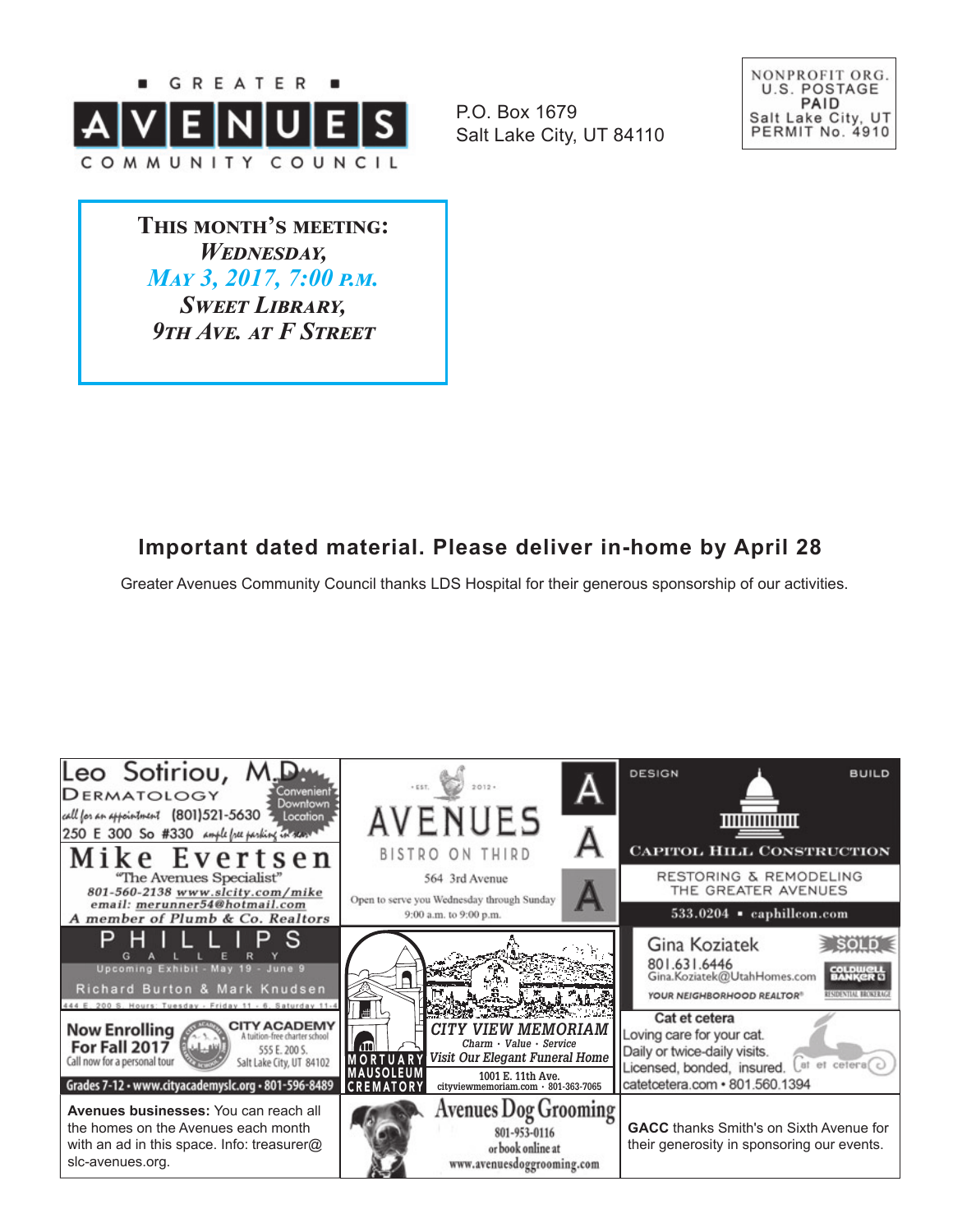GREATER AVENUES COMMUNITY COUNCIL

P.O. Box 1679
Salt Lake City, UT 84110

NONPROFIT ORG.
U.S. POSTAGE
PAID
Salt Lake City, UT
PERMIT No. 4910

**THIS MONTH'S MEETING:**
***WEDNESDAY,***
***MAY 3, 2017, 7:00 P.M.***
***SWEET LIBRARY,***
***9TH AVE. AT F STREET***

**Important dated material. Please deliver in-home by April 28**

Greater Avenues Community Council thanks LDS Hospital for their generous sponsorship of our activities.

Leo Sotiriou, M.D.
DERMATOLOGY
Convenient Downtown Location
call for an appointment (801)521-5630
250 E 300 So #330 ample free parking in rear

Mike Evertsen
"The Avenues Specialist"
801-560-2138 www.slcity.com/mike
email: merunner54@hotmail.com
A member of Plumb & Co. Realtors

• EST. 2012 •
AVENUES
BISTRO ON THIRD
564 3rd Avenue
Open to serve you Wednesday through Sunday
9:00 a.m. to 9:00 p.m.

DESIGN BUILD
CAPITOL HILL CONSTRUCTION
RESTORING & REMODELING
THE GREATER AVENUES
533.0204 • caphillcon.com

PHILLIPS GALLERY
Upcoming Exhibit - May 19 - June 9
Richard Burton & Mark Knudsen
444 E. 200 S. Hours: Tuesday - Friday 11 - 6, Saturday 11-4

CITY VIEW MEMORIAM
Charm · Value · Service
Visit Our Elegant Funeral Home
MORTUARY MAUSOLEUM CREMATORY
1001 E. 11th Ave.
cityviewmemoriam.com · 801-363-7065

Gina Koziatek
801.631.6446
Gina.Koziatek@UtahHomes.com
YOUR NEIGHBORHOOD REALTOR®
COLDWELL BANKER RESIDENTIAL BROKERAGE

Now Enrolling For Fall 2017
Call now for a personal tour
CITY ACADEMY
A tuition-free charter school
555 E. 200 S.
Salt Lake City, UT 84102
Grades 7-12 • www.cityacademyslc.org • 801-596-8489

Cat et cetera
Loving care for your cat.
Daily or twice-daily visits.
Licensed, bonded, insured.
catetcetera.com • 801.560.1394

**Avenues businesses:** You can reach all the homes on the Avenues each month with an ad in this space. Info: treasurer@slc-avenues.org.

Avenues Dog Grooming
801-953-0116
or book online at
www.avenuesdoggrooming.com

**GACC** thanks Smith's on Sixth Avenue for their generosity in sponsoring our events.